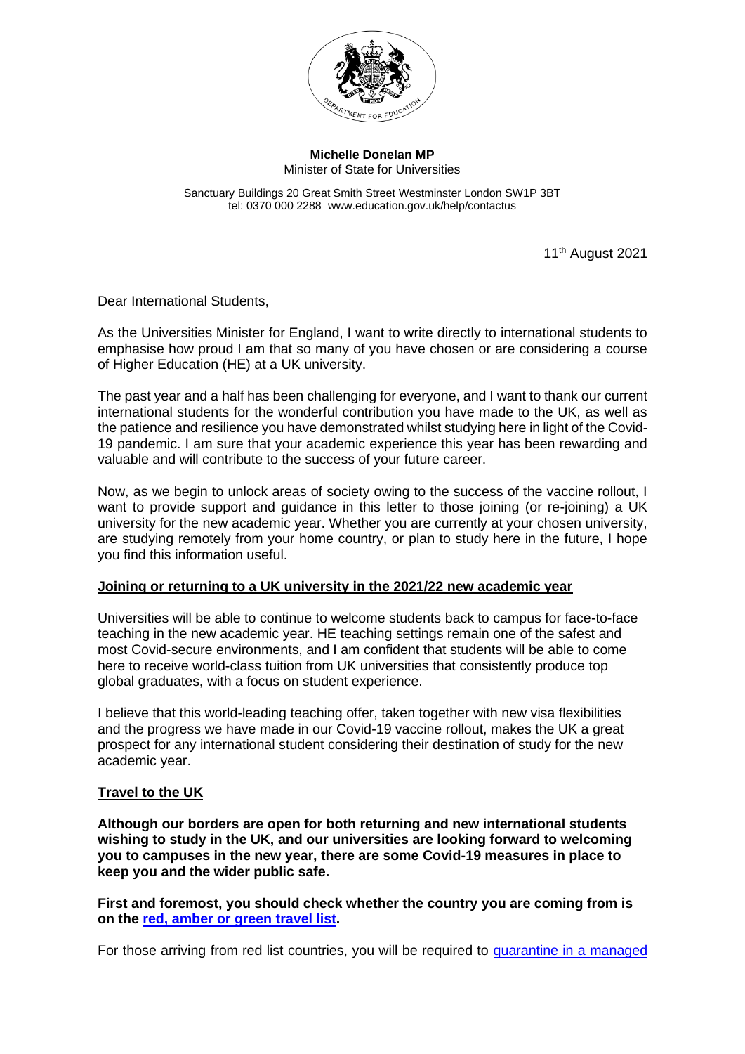**Michelle Donelan MP**
Minister of State for Universities

Sanctuary Buildings 20 Great Smith Street Westminster London SW1P 3BT
tel: 0370 000 2288 www.education.gov.uk/help/contactus

11th August 2021

Dear International Students,

As the Universities Minister for England, I want to write directly to international students to emphasise how proud I am that so many of you have chosen or are considering a course of Higher Education (HE) at a UK university.

The past year and a half has been challenging for everyone, and I want to thank our current international students for the wonderful contribution you have made to the UK, as well as the patience and resilience you have demonstrated whilst studying here in light of the Covid-19 pandemic. I am sure that your academic experience this year has been rewarding and valuable and will contribute to the success of your future career.

Now, as we begin to unlock areas of society owing to the success of the vaccine rollout, I want to provide support and guidance in this letter to those joining (or re-joining) a UK university for the new academic year. Whether you are currently at your chosen university, are studying remotely from your home country, or plan to study here in the future, I hope you find this information useful.

## Joining or returning to a UK university in the 2021/22 new academic year

Universities will be able to continue to welcome students back to campus for face-to-face teaching in the new academic year. HE teaching settings remain one of the safest and most Covid-secure environments, and I am confident that students will be able to come here to receive world-class tuition from UK universities that consistently produce top global graduates, with a focus on student experience.

I believe that this world-leading teaching offer, taken together with new visa flexibilities and the progress we have made in our Covid-19 vaccine rollout, makes the UK a great prospect for any international student considering their destination of study for the new academic year.

## Travel to the UK

**Although our borders are open for both returning and new international students wishing to study in the UK, and our universities are looking forward to welcoming you to campuses in the new year, there are some Covid-19 measures in place to keep you and the wider public safe.**

**First and foremost, you should check whether the country you are coming from is on the red, amber or green travel list.**

For those arriving from red list countries, you will be required to quarantine in a managed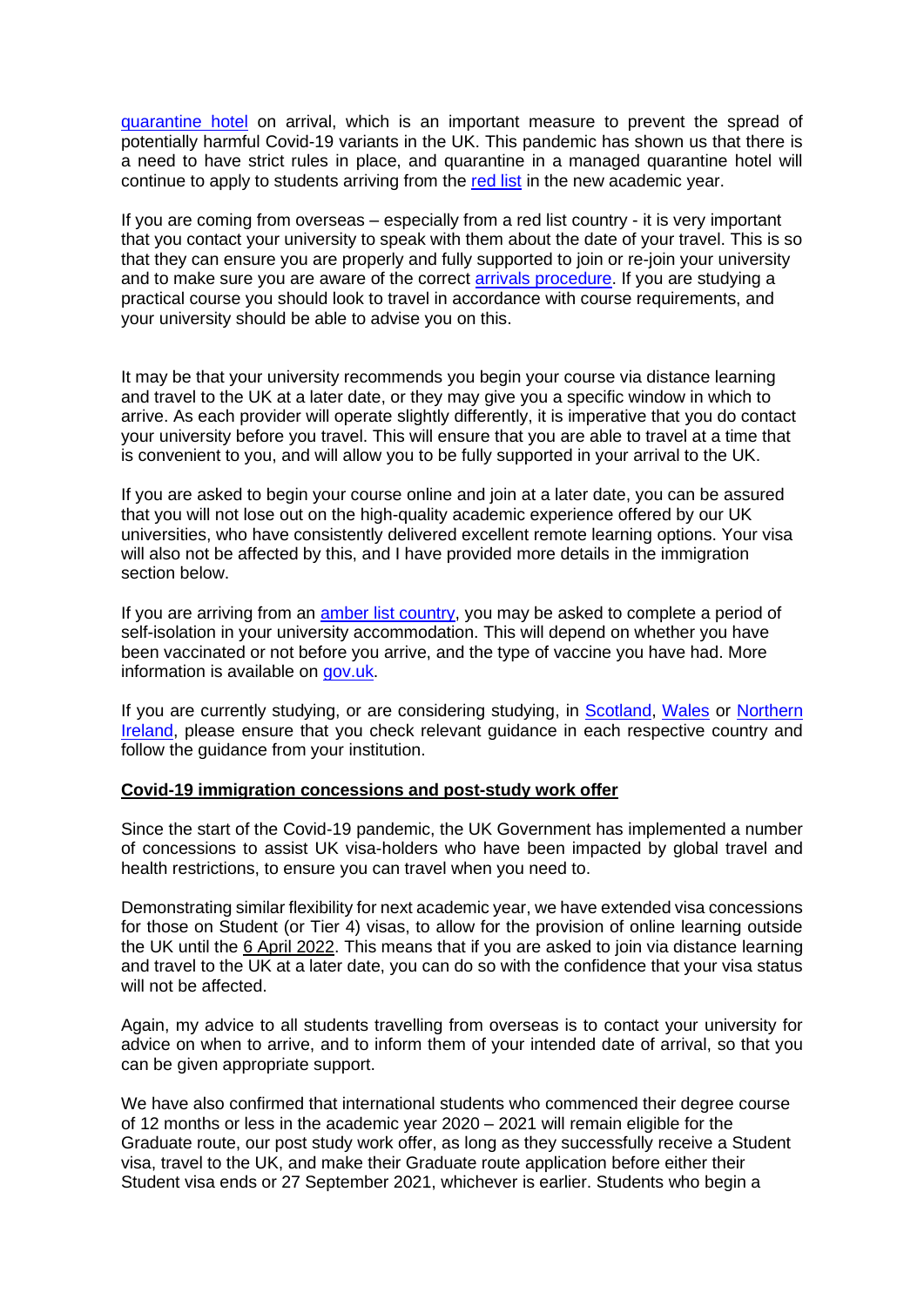quarantine hotel on arrival, which is an important measure to prevent the spread of potentially harmful Covid-19 variants in the UK. This pandemic has shown us that there is a need to have strict rules in place, and quarantine in a managed quarantine hotel will continue to apply to students arriving from the red list in the new academic year.

If you are coming from overseas – especially from a red list country - it is very important that you contact your university to speak with them about the date of your travel. This is so that they can ensure you are properly and fully supported to join or re-join your university and to make sure you are aware of the correct arrivals procedure. If you are studying a practical course you should look to travel in accordance with course requirements, and your university should be able to advise you on this.

It may be that your university recommends you begin your course via distance learning and travel to the UK at a later date, or they may give you a specific window in which to arrive. As each provider will operate slightly differently, it is imperative that you do contact your university before you travel. This will ensure that you are able to travel at a time that is convenient to you, and will allow you to be fully supported in your arrival to the UK.

If you are asked to begin your course online and join at a later date, you can be assured that you will not lose out on the high-quality academic experience offered by our UK universities, who have consistently delivered excellent remote learning options. Your visa will also not be affected by this, and I have provided more details in the immigration section below.

If you are arriving from an amber list country, you may be asked to complete a period of self-isolation in your university accommodation. This will depend on whether you have been vaccinated or not before you arrive, and the type of vaccine you have had. More information is available on gov.uk.

If you are currently studying, or are considering studying, in Scotland, Wales or Northern Ireland, please ensure that you check relevant guidance in each respective country and follow the guidance from your institution.

**Covid-19 immigration concessions and post-study work offer**

Since the start of the Covid-19 pandemic, the UK Government has implemented a number of concessions to assist UK visa-holders who have been impacted by global travel and health restrictions, to ensure you can travel when you need to.

Demonstrating similar flexibility for next academic year, we have extended visa concessions for those on Student (or Tier 4) visas, to allow for the provision of online learning outside the UK until the 6 April 2022. This means that if you are asked to join via distance learning and travel to the UK at a later date, you can do so with the confidence that your visa status will not be affected.

Again, my advice to all students travelling from overseas is to contact your university for advice on when to arrive, and to inform them of your intended date of arrival, so that you can be given appropriate support.

We have also confirmed that international students who commenced their degree course of 12 months or less in the academic year 2020 – 2021 will remain eligible for the Graduate route, our post study work offer, as long as they successfully receive a Student visa, travel to the UK, and make their Graduate route application before either their Student visa ends or 27 September 2021, whichever is earlier. Students who begin a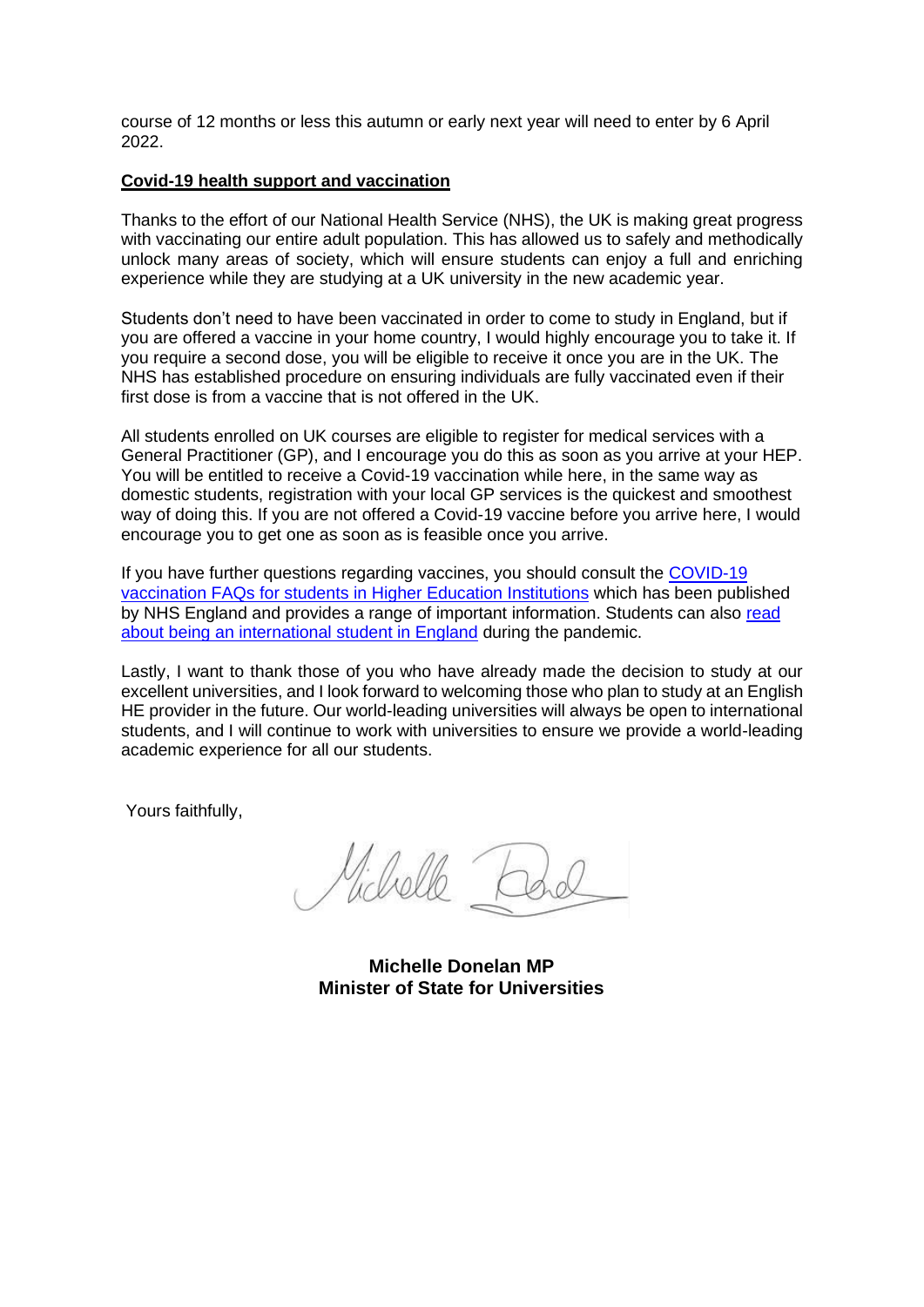course of 12 months or less this autumn or early next year will need to enter by 6 April 2022.

**Covid-19 health support and vaccination**

Thanks to the effort of our National Health Service (NHS), the UK is making great progress with vaccinating our entire adult population. This has allowed us to safely and methodically unlock many areas of society, which will ensure students can enjoy a full and enriching experience while they are studying at a UK university in the new academic year.

Students don't need to have been vaccinated in order to come to study in England, but if you are offered a vaccine in your home country, I would highly encourage you to take it. If you require a second dose, you will be eligible to receive it once you are in the UK. The NHS has established procedure on ensuring individuals are fully vaccinated even if their first dose is from a vaccine that is not offered in the UK.

All students enrolled on UK courses are eligible to register for medical services with a General Practitioner (GP), and I encourage you do this as soon as you arrive at your HEP. You will be entitled to receive a Covid-19 vaccination while here, in the same way as domestic students, registration with your local GP services is the quickest and smoothest way of doing this. If you are not offered a Covid-19 vaccine before you arrive here, I would encourage you to get one as soon as is feasible once you arrive.

If you have further questions regarding vaccines, you should consult the COVID-19 vaccination FAQs for students in Higher Education Institutions which has been published by NHS England and provides a range of important information. Students can also read about being an international student in England during the pandemic.

Lastly, I want to thank those of you who have already made the decision to study at our excellent universities, and I look forward to welcoming those who plan to study at an English HE provider in the future. Our world-leading universities will always be open to international students, and I will continue to work with universities to ensure we provide a world-leading academic experience for all our students.

Yours faithfully,

**Michelle Donelan MP**
**Minister of State for Universities**